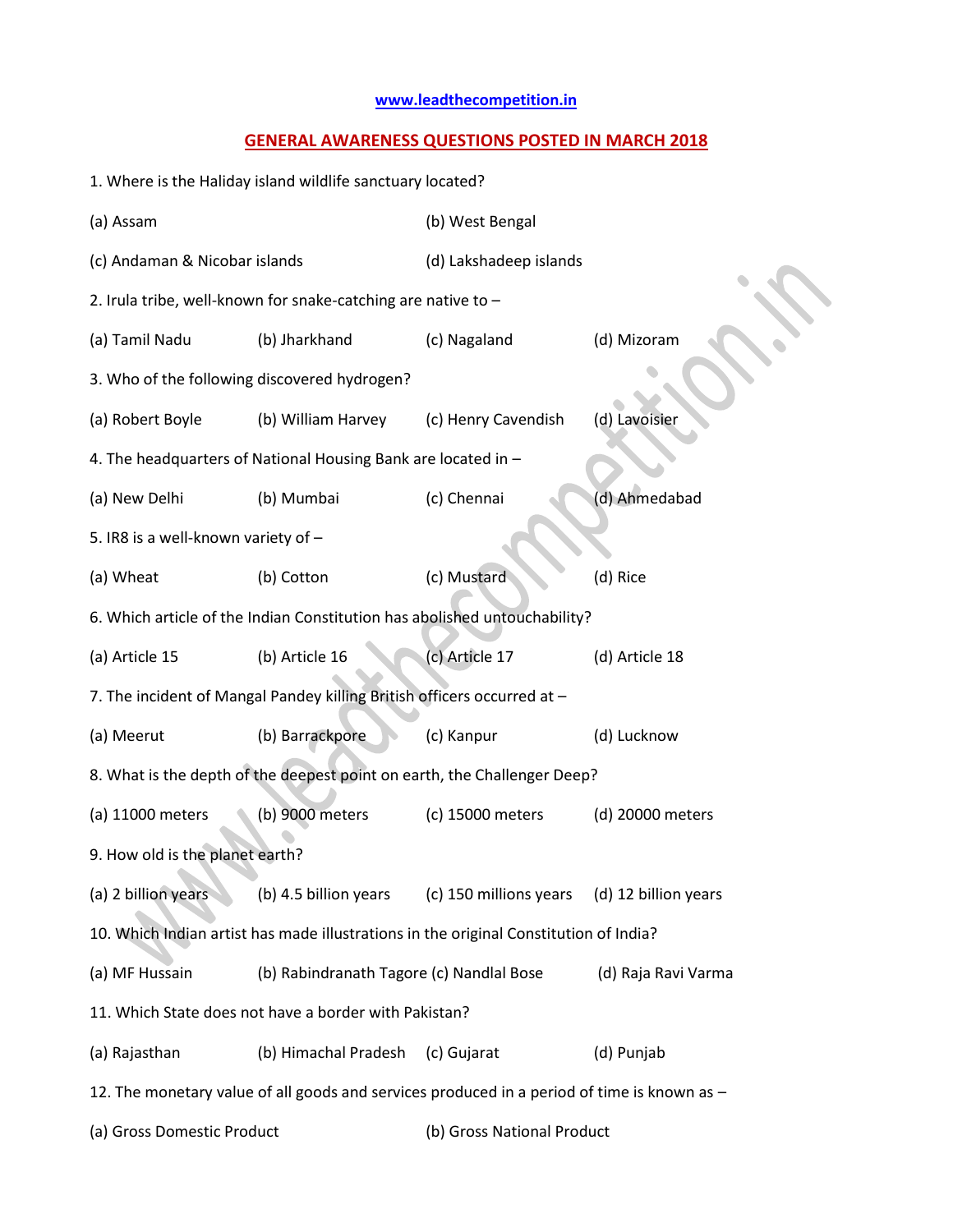www.leadthecompetition.in

## GENERAL AWARENESS QUESTIONS POSTED IN MARCH 2018

1. Where is the Haliday island wildlife sanctuary located?

(a) Assam (b) West Bengal

(c) Andaman & Nicobar islands (d) Lakshadeep islands

2. Irula tribe, well-known for snake-catching are native to –

(a) Tamil Nadu (b) Jharkhand (c) Nagaland (d) Mizoram

3. Who of the following discovered hydrogen?

(a) Robert Boyle (b) William Harvey (c) Henry Cavendish (d) Lavoisier

4. The headquarters of National Housing Bank are located in –

(a) New Delhi (b) Mumbai (c) Chennai (d) Ahmedabad

5. IR8 is a well-known variety of –

(a) Wheat (b) Cotton (c) Mustard (d) Rice

6. Which article of the Indian Constitution has abolished untouchability?

(a) Article 15 (b) Article 16 (c) Article 17 (d) Article 18

7. The incident of Mangal Pandey killing British officers occurred at –

(a) Meerut (b) Barrackpore (c) Kanpur (d) Lucknow

8. What is the depth of the deepest point on earth, the Challenger Deep?

(a) 11000 meters (b) 9000 meters (c) 15000 meters (d) 20000 meters

9. How old is the planet earth?

(a) 2 billion years (b) 4.5 billion years (c) 150 millions years (d) 12 billion years

10. Which Indian artist has made illustrations in the original Constitution of India?

(a) MF Hussain (b) Rabindranath Tagore (c) Nandlal Bose (d) Raja Ravi Varma

11. Which State does not have a border with Pakistan?

(a) Rajasthan (b) Himachal Pradesh (c) Gujarat (d) Punjab

12. The monetary value of all goods and services produced in a period of time is known as –

(a) Gross Domestic Product (b) Gross National Product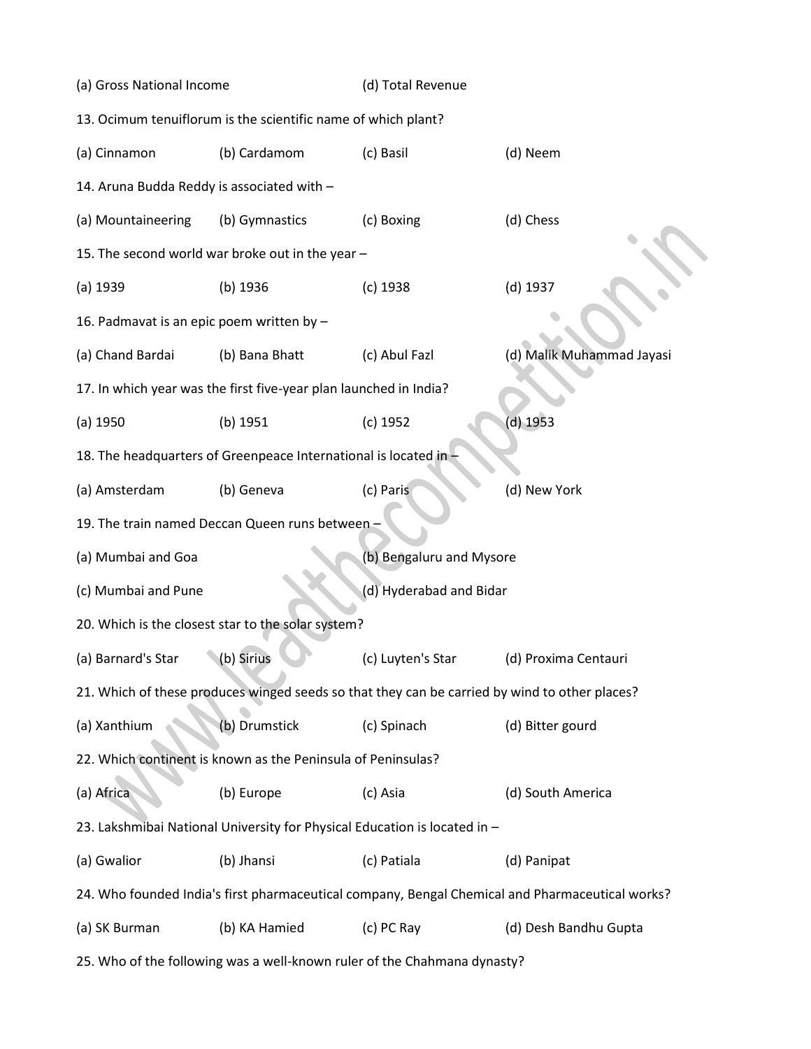(a) Gross National Income (d) Total Revenue

13. Ocimum tenuiflorum is the scientific name of which plant?

(a) Cinnamon (b) Cardamom (c) Basil (d) Neem

14. Aruna Budda Reddy is associated with –

(a) Mountaineering (b) Gymnastics (c) Boxing (d) Chess

15. The second world war broke out in the year –

(a) 1939 (b) 1936 (c) 1938 (d) 1937

16. Padmavat is an epic poem written by –

(a) Chand Bardai (b) Bana Bhatt (c) Abul Fazl (d) Malik Muhammad Jayasi

17. In which year was the first five-year plan launched in India?

(a) 1950 (b) 1951 (c) 1952 (d) 1953

18. The headquarters of Greenpeace International is located in –

(a) Amsterdam (b) Geneva (c) Paris (d) New York

19. The train named Deccan Queen runs between –

(a) Mumbai and Goa (b) Bengaluru and Mysore

(c) Mumbai and Pune (d) Hyderabad and Bidar

20. Which is the closest star to the solar system?

(a) Barnard's Star (b) Sirius (c) Luyten's Star (d) Proxima Centauri

21. Which of these produces winged seeds so that they can be carried by wind to other places?

(a) Xanthium (b) Drumstick (c) Spinach (d) Bitter gourd

22. Which continent is known as the Peninsula of Peninsulas?

(a) Africa (b) Europe (c) Asia (d) South America

23. Lakshmibai National University for Physical Education is located in –

(a) Gwalior (b) Jhansi (c) Patiala (d) Panipat

24. Who founded India's first pharmaceutical company, Bengal Chemical and Pharmaceutical works?

(a) SK Burman (b) KA Hamied (c) PC Ray (d) Desh Bandhu Gupta

25. Who of the following was a well-known ruler of the Chahmana dynasty?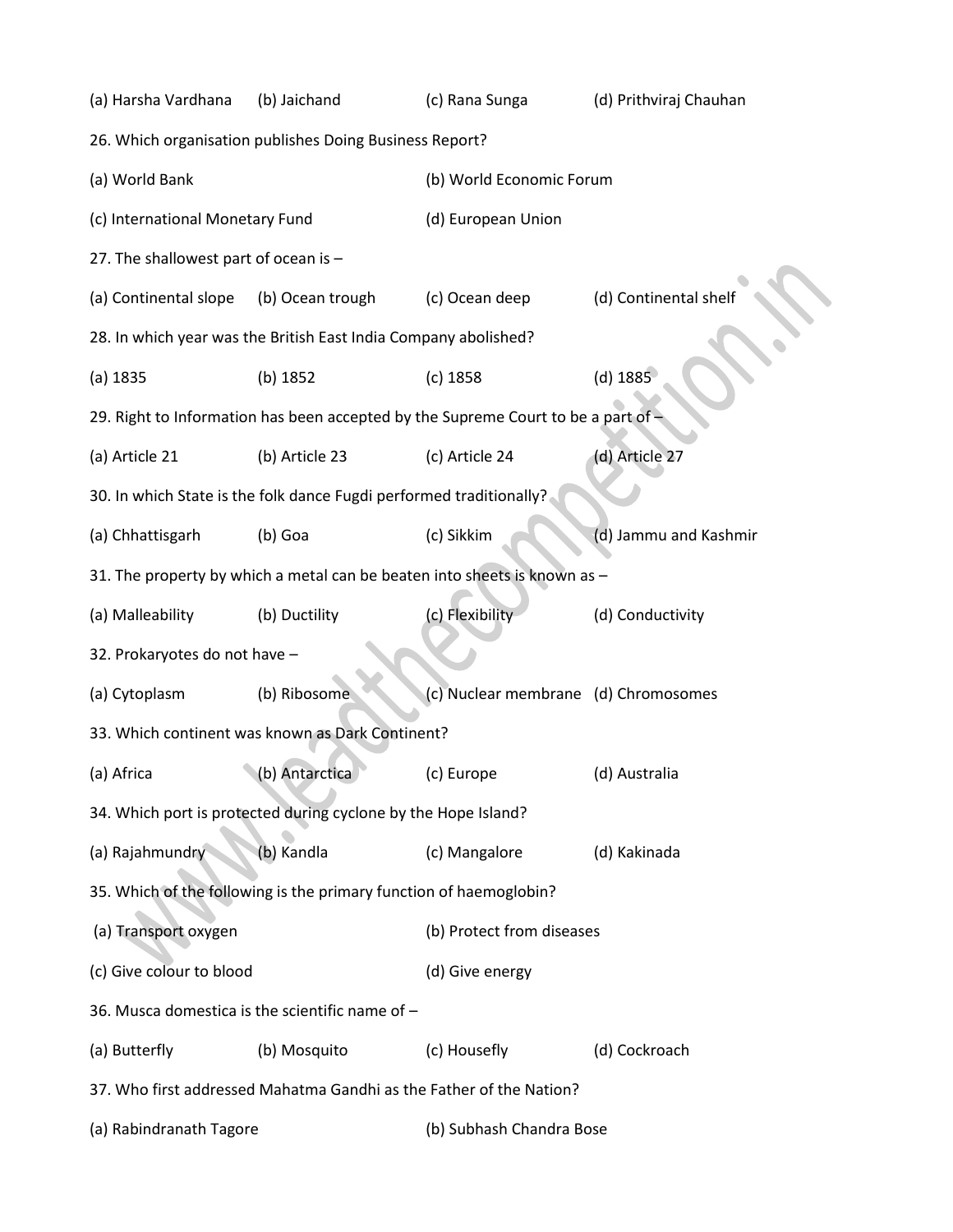(a) Harsha Vardhana (b) Jaichand (c) Rana Sunga (d) Prithviraj Chauhan

26. Which organisation publishes Doing Business Report?

(a) World Bank (b) World Economic Forum

(c) International Monetary Fund (d) European Union

27. The shallowest part of ocean is –

(a) Continental slope (b) Ocean trough (c) Ocean deep (d) Continental shelf

28. In which year was the British East India Company abolished?

(a) 1835 (b) 1852 (c) 1858 (d) 1885

29. Right to Information has been accepted by the Supreme Court to be a part of –

(a) Article 21 (b) Article 23 (c) Article 24 (d) Article 27

30. In which State is the folk dance Fugdi performed traditionally?

(a) Chhattisgarh (b) Goa (c) Sikkim (d) Jammu and Kashmir

31. The property by which a metal can be beaten into sheets is known as –

(a) Malleability (b) Ductility (c) Flexibility (d) Conductivity

32. Prokaryotes do not have –

(a) Cytoplasm (b) Ribosome (c) Nuclear membrane (d) Chromosomes

33. Which continent was known as Dark Continent?

(a) Africa (b) Antarctica (c) Europe (d) Australia

34. Which port is protected during cyclone by the Hope Island?

(a) Rajahmundry (b) Kandla (c) Mangalore (d) Kakinada

35. Which of the following is the primary function of haemoglobin?

(a) Transport oxygen (b) Protect from diseases

(c) Give colour to blood (d) Give energy

36. Musca domestica is the scientific name of –

(a) Butterfly (b) Mosquito (c) Housefly (d) Cockroach

37. Who first addressed Mahatma Gandhi as the Father of the Nation?

(a) Rabindranath Tagore (b) Subhash Chandra Bose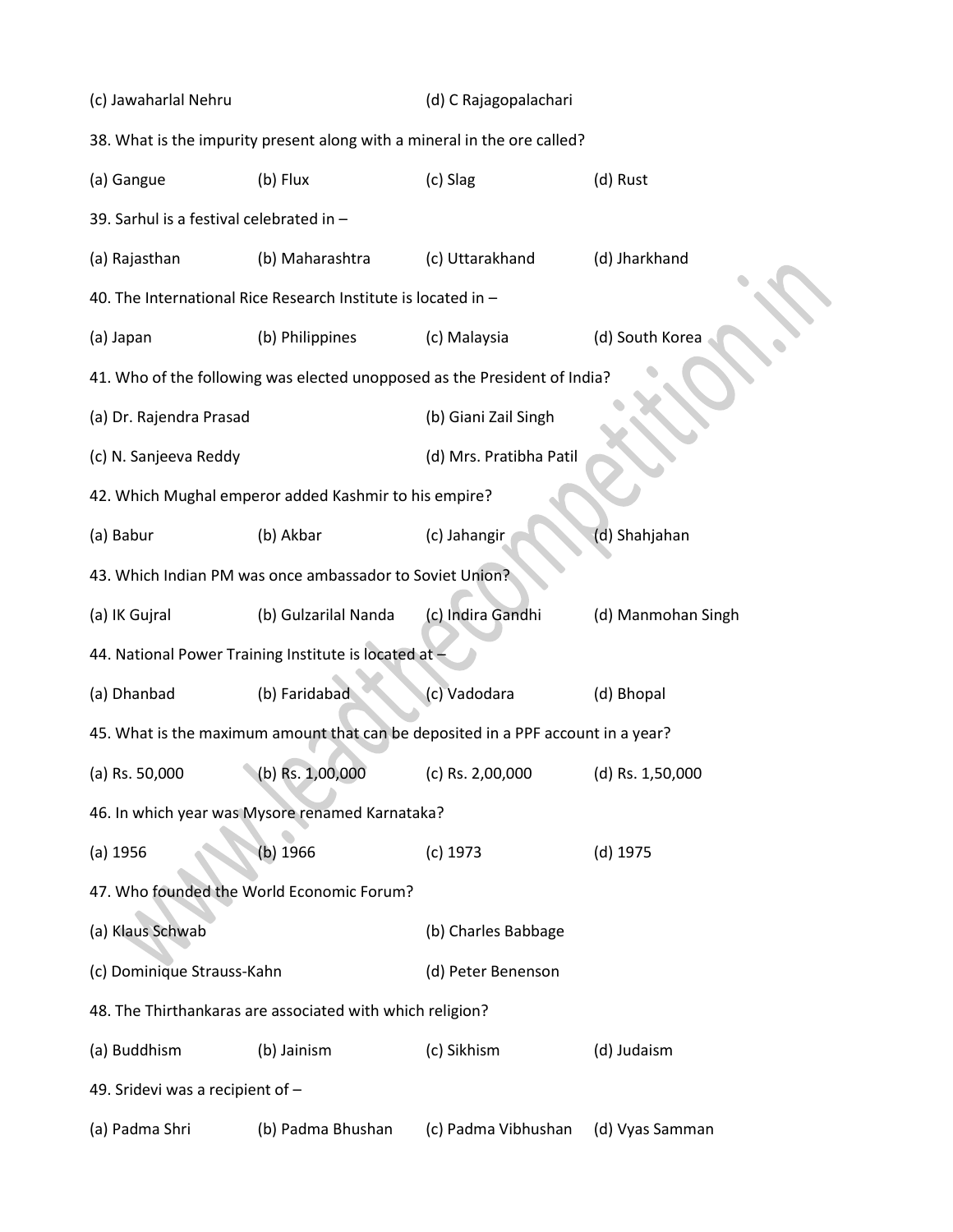(c) Jawaharlal Nehru (d) C Rajagopalachari

38. What is the impurity present along with a mineral in the ore called?

(a) Gangue (b) Flux (c) Slag (d) Rust

39. Sarhul is a festival celebrated in –

(a) Rajasthan (b) Maharashtra (c) Uttarakhand (d) Jharkhand

40. The International Rice Research Institute is located in –

(a) Japan (b) Philippines (c) Malaysia (d) South Korea

41. Who of the following was elected unopposed as the President of India?

(a) Dr. Rajendra Prasad (b) Giani Zail Singh

(c) N. Sanjeeva Reddy (d) Mrs. Pratibha Patil

42. Which Mughal emperor added Kashmir to his empire?

(a) Babur (b) Akbar (c) Jahangir (d) Shahjahan

43. Which Indian PM was once ambassador to Soviet Union?

(a) IK Gujral (b) Gulzarilal Nanda (c) Indira Gandhi (d) Manmohan Singh

44. National Power Training Institute is located at –

(a) Dhanbad (b) Faridabad (c) Vadodara (d) Bhopal

45. What is the maximum amount that can be deposited in a PPF account in a year?

(a) Rs. 50,000 (b) Rs. 1,00,000 (c) Rs. 2,00,000 (d) Rs. 1,50,000

46. In which year was Mysore renamed Karnataka?

(a) 1956 (b) 1966 (c) 1973 (d) 1975

47. Who founded the World Economic Forum?

(a) Klaus Schwab (b) Charles Babbage

(c) Dominique Strauss-Kahn (d) Peter Benenson

48. The Thirthankaras are associated with which religion?

(a) Buddhism (b) Jainism (c) Sikhism (d) Judaism

49. Sridevi was a recipient of –

(a) Padma Shri (b) Padma Bhushan (c) Padma Vibhushan (d) Vyas Samman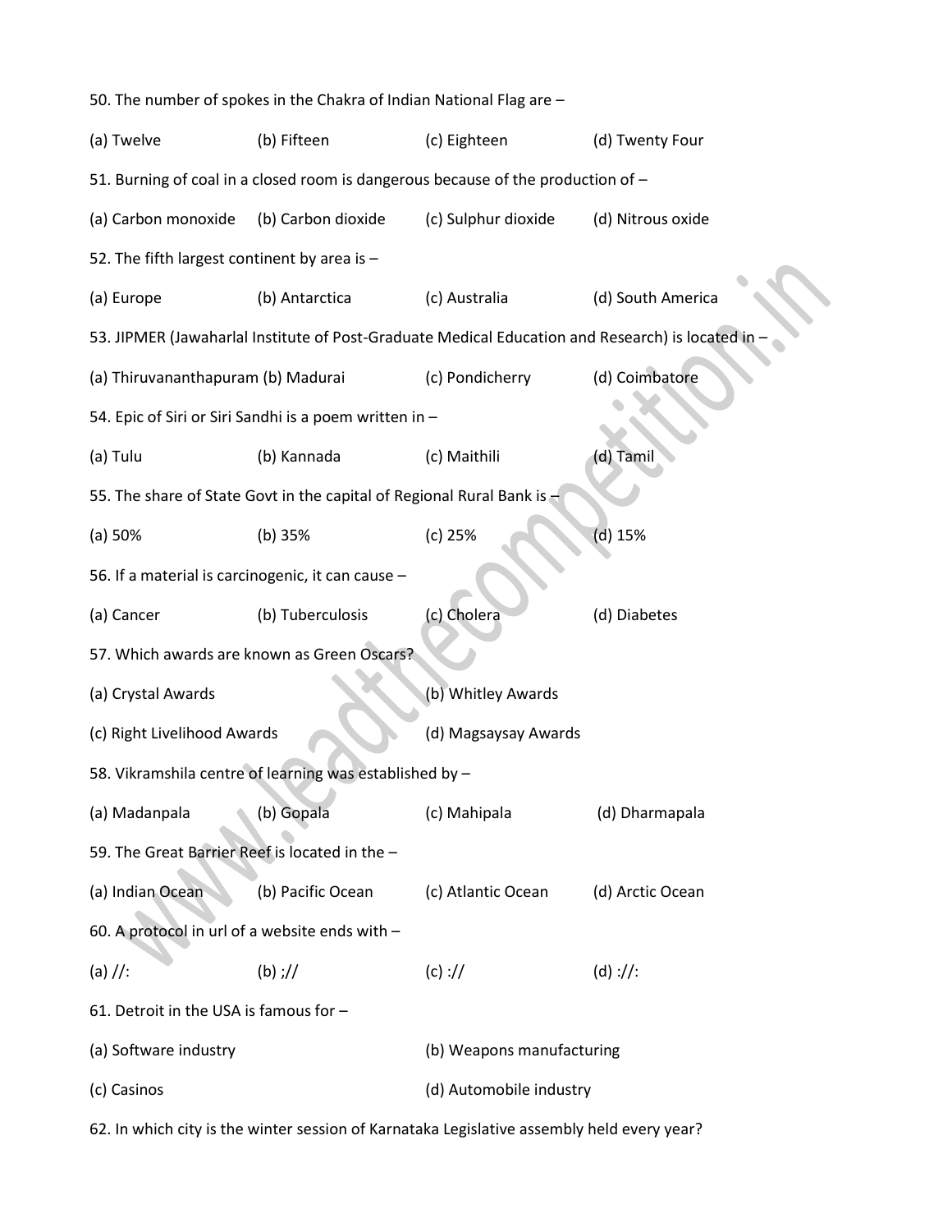50. The number of spokes in the Chakra of Indian National Flag are –

(a) Twelve (b) Fifteen (c) Eighteen (d) Twenty Four

51. Burning of coal in a closed room is dangerous because of the production of –

(a) Carbon monoxide (b) Carbon dioxide (c) Sulphur dioxide (d) Nitrous oxide

52. The fifth largest continent by area is –

(a) Europe (b) Antarctica (c) Australia (d) South America

53. JIPMER (Jawaharlal Institute of Post-Graduate Medical Education and Research) is located in –

(a) Thiruvananthapuram (b) Madurai (c) Pondicherry (d) Coimbatore

54. Epic of Siri or Siri Sandhi is a poem written in –

(a) Tulu (b) Kannada (c) Maithili (d) Tamil

55. The share of State Govt in the capital of Regional Rural Bank is –

(a) 50% (b) 35% (c) 25% (d) 15%

56. If a material is carcinogenic, it can cause –

(a) Cancer (b) Tuberculosis (c) Cholera (d) Diabetes

57. Which awards are known as Green Oscars?

(a) Crystal Awards (b) Whitley Awards

(c) Right Livelihood Awards (d) Magsaysay Awards

58. Vikramshila centre of learning was established by –

(a) Madanpala (b) Gopala (c) Mahipala (d) Dharmapala

59. The Great Barrier Reef is located in the –

(a) Indian Ocean (b) Pacific Ocean (c) Atlantic Ocean (d) Arctic Ocean

60. A protocol in url of a website ends with –

(a) //: (b) ;// (c) :// (d) ://:

61. Detroit in the USA is famous for –

(a) Software industry (b) Weapons manufacturing

(c) Casinos (d) Automobile industry

62. In which city is the winter session of Karnataka Legislative assembly held every year?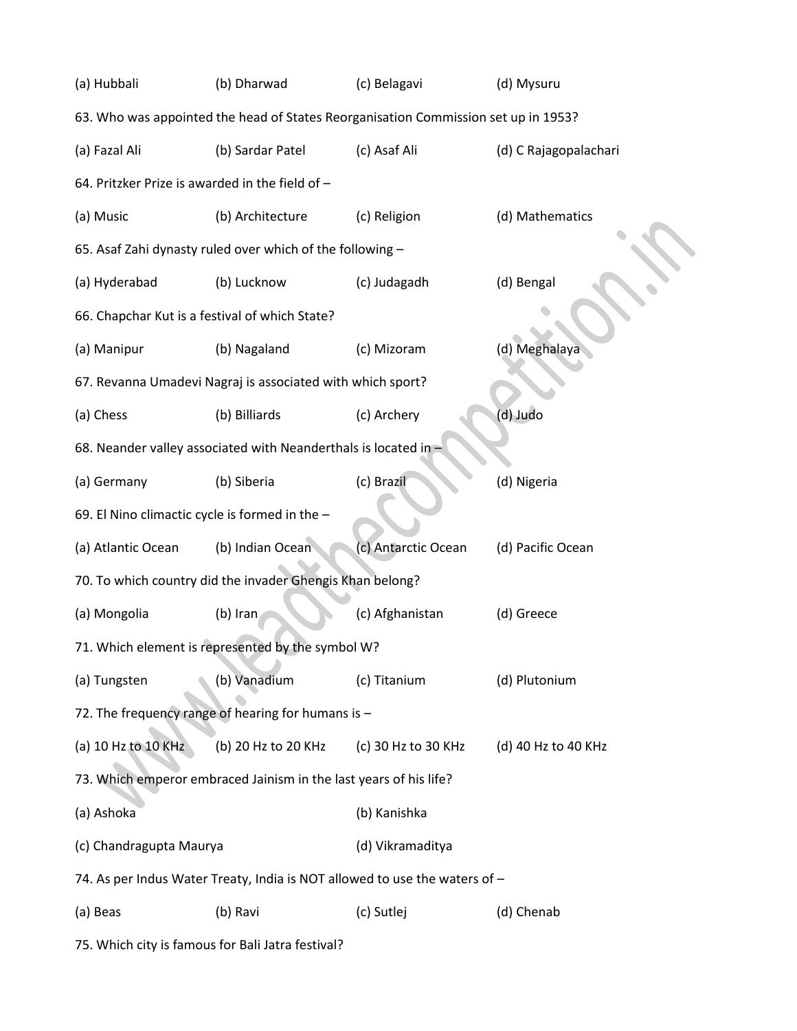(a) Hubbali (b) Dharwad (c) Belagavi (d) Mysuru

63. Who was appointed the head of States Reorganisation Commission set up in 1953?

(a) Fazal Ali (b) Sardar Patel (c) Asaf Ali (d) C Rajagopalachari

64. Pritzker Prize is awarded in the field of –

(a) Music (b) Architecture (c) Religion (d) Mathematics

65. Asaf Zahi dynasty ruled over which of the following –

(a) Hyderabad (b) Lucknow (c) Judagadh (d) Bengal

66. Chapchar Kut is a festival of which State?

(a) Manipur (b) Nagaland (c) Mizoram (d) Meghalaya

67. Revanna Umadevi Nagraj is associated with which sport?

(a) Chess (b) Billiards (c) Archery (d) Judo

68. Neander valley associated with Neanderthals is located in –

(a) Germany (b) Siberia (c) Brazil (d) Nigeria

69. El Nino climactic cycle is formed in the –

(a) Atlantic Ocean (b) Indian Ocean (c) Antarctic Ocean (d) Pacific Ocean

70. To which country did the invader Ghengis Khan belong?

(a) Mongolia (b) Iran (c) Afghanistan (d) Greece

71. Which element is represented by the symbol W?

(a) Tungsten (b) Vanadium (c) Titanium (d) Plutonium

72. The frequency range of hearing for humans is –

(a) 10 Hz to 10 KHz (b) 20 Hz to 20 KHz (c) 30 Hz to 30 KHz (d) 40 Hz to 40 KHz

73. Which emperor embraced Jainism in the last years of his life?

(a) Ashoka (b) Kanishka

(c) Chandragupta Maurya (d) Vikramaditya

74. As per Indus Water Treaty, India is NOT allowed to use the waters of –

(a) Beas (b) Ravi (c) Sutlej (d) Chenab

75. Which city is famous for Bali Jatra festival?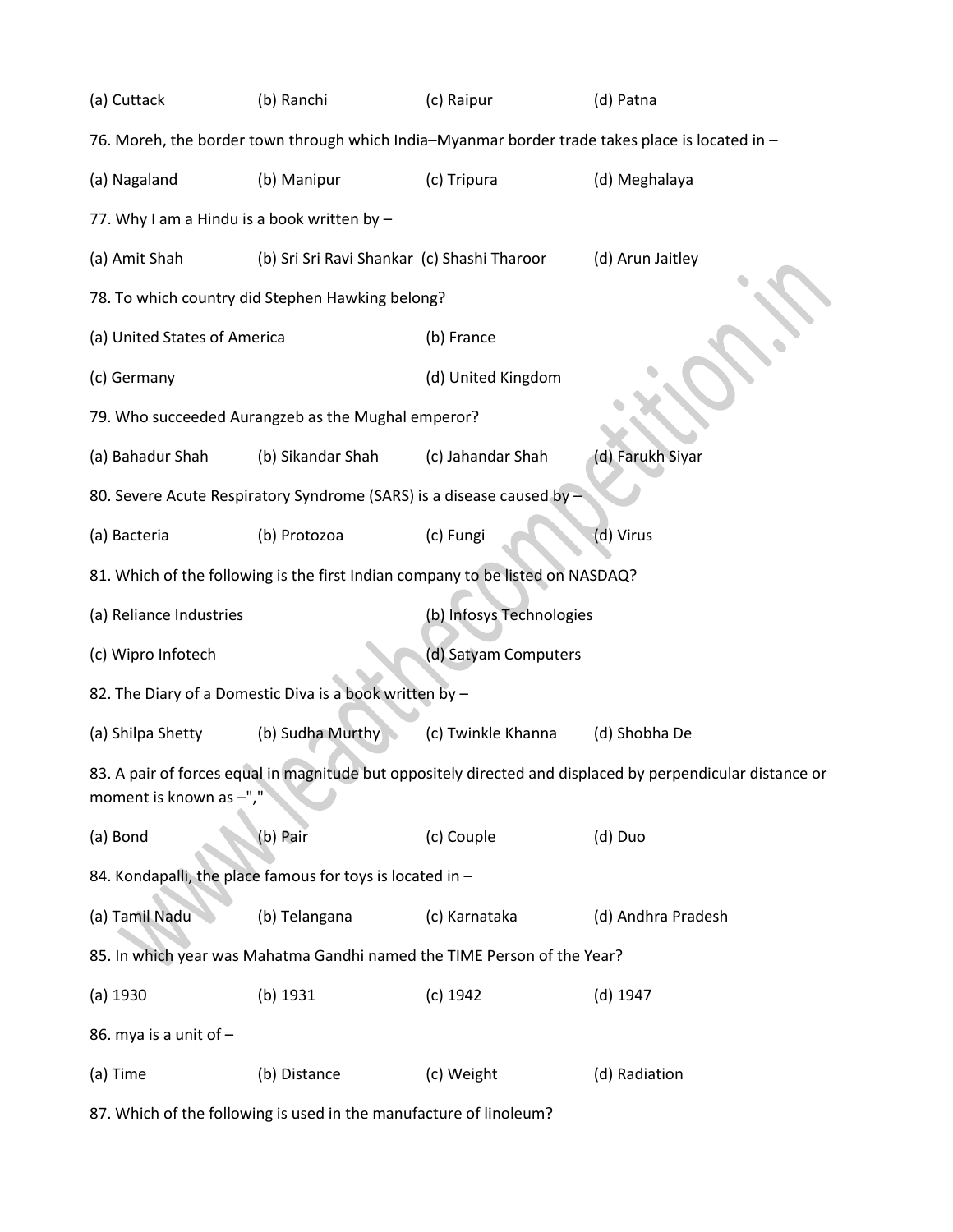(a) Cuttack (b) Ranchi (c) Raipur (d) Patna

76. Moreh, the border town through which India–Myanmar border trade takes place is located in –

(a) Nagaland (b) Manipur (c) Tripura (d) Meghalaya

77. Why I am a Hindu is a book written by –

(a) Amit Shah (b) Sri Sri Ravi Shankar (c) Shashi Tharoor (d) Arun Jaitley

78. To which country did Stephen Hawking belong?

(a) United States of America (b) France

(c) Germany (d) United Kingdom

79. Who succeeded Aurangzeb as the Mughal emperor?

(a) Bahadur Shah (b) Sikandar Shah (c) Jahandar Shah (d) Farukh Siyar

80. Severe Acute Respiratory Syndrome (SARS) is a disease caused by –

(a) Bacteria (b) Protozoa (c) Fungi (d) Virus

81. Which of the following is the first Indian company to be listed on NASDAQ?

(a) Reliance Industries (b) Infosys Technologies

(c) Wipro Infotech (d) Satyam Computers

82. The Diary of a Domestic Diva is a book written by –

(a) Shilpa Shetty (b) Sudha Murthy (c) Twinkle Khanna (d) Shobha De

83. A pair of forces equal in magnitude but oppositely directed and displaced by perpendicular distance or moment is known as –","

(a) Bond (b) Pair (c) Couple (d) Duo

84. Kondapalli, the place famous for toys is located in –

(a) Tamil Nadu (b) Telangana (c) Karnataka (d) Andhra Pradesh

85. In which year was Mahatma Gandhi named the TIME Person of the Year?

(a) 1930 (b) 1931 (c) 1942 (d) 1947

86. mya is a unit of –

(a) Time (b) Distance (c) Weight (d) Radiation

87. Which of the following is used in the manufacture of linoleum?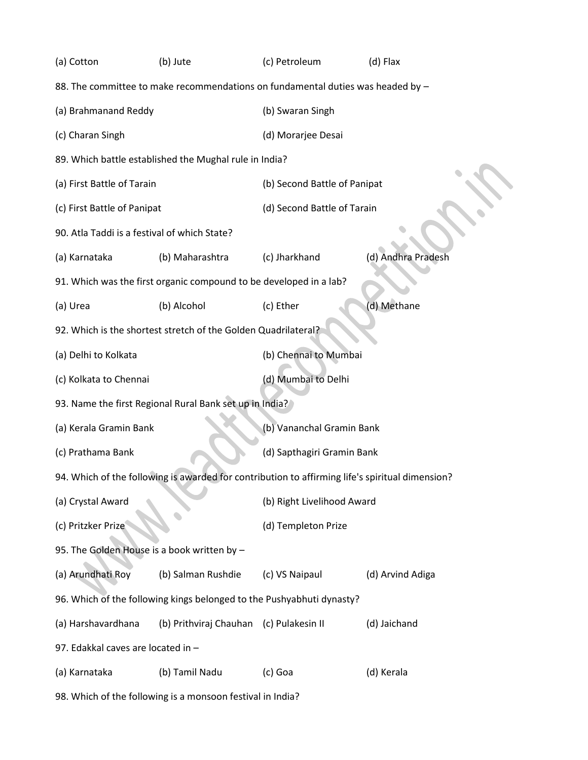(a) Cotton (b) Jute (c) Petroleum (d) Flax

88. The committee to make recommendations on fundamental duties was headed by –

(a) Brahmanand Reddy (b) Swaran Singh

(c) Charan Singh (d) Morarjee Desai

89. Which battle established the Mughal rule in India?

(a) First Battle of Tarain (b) Second Battle of Panipat

(c) First Battle of Panipat (d) Second Battle of Tarain

90. Atla Taddi is a festival of which State?

(a) Karnataka (b) Maharashtra (c) Jharkhand (d) Andhra Pradesh

91. Which was the first organic compound to be developed in a lab?

(a) Urea (b) Alcohol (c) Ether (d) Methane

92. Which is the shortest stretch of the Golden Quadrilateral?

(a) Delhi to Kolkata (b) Chennai to Mumbai

(c) Kolkata to Chennai (d) Mumbai to Delhi

93. Name the first Regional Rural Bank set up in India?

(a) Kerala Gramin Bank (b) Vananchal Gramin Bank

(c) Prathama Bank (d) Sapthagiri Gramin Bank

94. Which of the following is awarded for contribution to affirming life's spiritual dimension?

(a) Crystal Award (b) Right Livelihood Award

(c) Pritzker Prize (d) Templeton Prize

95. The Golden House is a book written by –

(a) Arundhati Roy (b) Salman Rushdie (c) VS Naipaul (d) Arvind Adiga

96. Which of the following kings belonged to the Pushyabhuti dynasty?

(a) Harshavardhana (b) Prithviraj Chauhan (c) Pulakesin II (d) Jaichand

97. Edakkal caves are located in –

(a) Karnataka (b) Tamil Nadu (c) Goa (d) Kerala

98. Which of the following is a monsoon festival in India?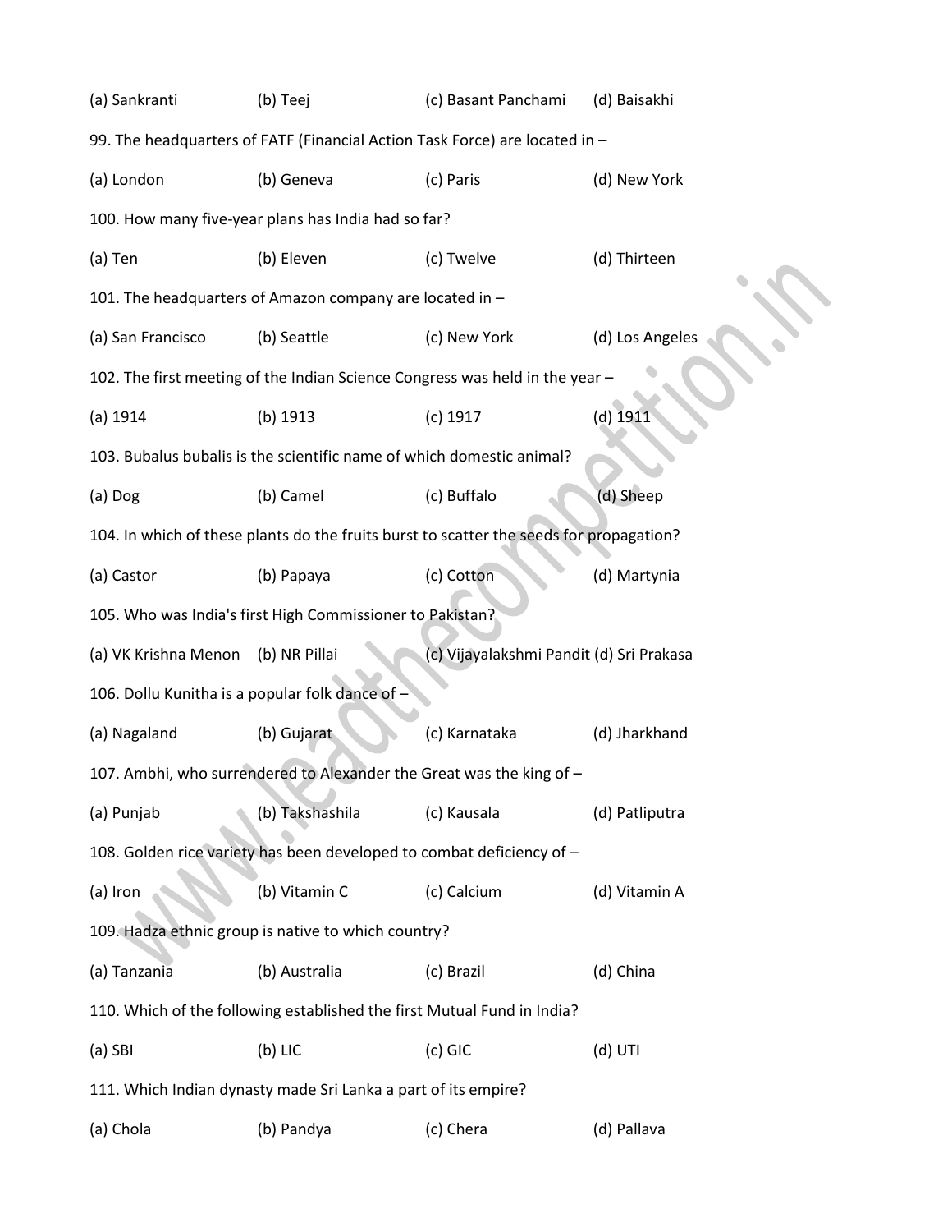(a) Sankranti (b) Teej (c) Basant Panchami (d) Baisakhi

99. The headquarters of FATF (Financial Action Task Force) are located in –

(a) London (b) Geneva (c) Paris (d) New York

100. How many five-year plans has India had so far?

(a) Ten (b) Eleven (c) Twelve (d) Thirteen

101. The headquarters of Amazon company are located in –

(a) San Francisco (b) Seattle (c) New York (d) Los Angeles

102. The first meeting of the Indian Science Congress was held in the year –

(a) 1914 (b) 1913 (c) 1917 (d) 1911

103. Bubalus bubalis is the scientific name of which domestic animal?

(a) Dog (b) Camel (c) Buffalo (d) Sheep

104. In which of these plants do the fruits burst to scatter the seeds for propagation?

(a) Castor (b) Papaya (c) Cotton (d) Martynia

105. Who was India's first High Commissioner to Pakistan?

(a) VK Krishna Menon (b) NR Pillai (c) Vijayalakshmi Pandit (d) Sri Prakasa

106. Dollu Kunitha is a popular folk dance of –

(a) Nagaland (b) Gujarat (c) Karnataka (d) Jharkhand

107. Ambhi, who surrendered to Alexander the Great was the king of –

(a) Punjab (b) Takshashila (c) Kausala (d) Patliputra

108. Golden rice variety has been developed to combat deficiency of –

(a) Iron (b) Vitamin C (c) Calcium (d) Vitamin A

109. Hadza ethnic group is native to which country?

(a) Tanzania (b) Australia (c) Brazil (d) China

110. Which of the following established the first Mutual Fund in India?

(a) SBI (b) LIC (c) GIC (d) UTI

111. Which Indian dynasty made Sri Lanka a part of its empire?

(a) Chola (b) Pandya (c) Chera (d) Pallava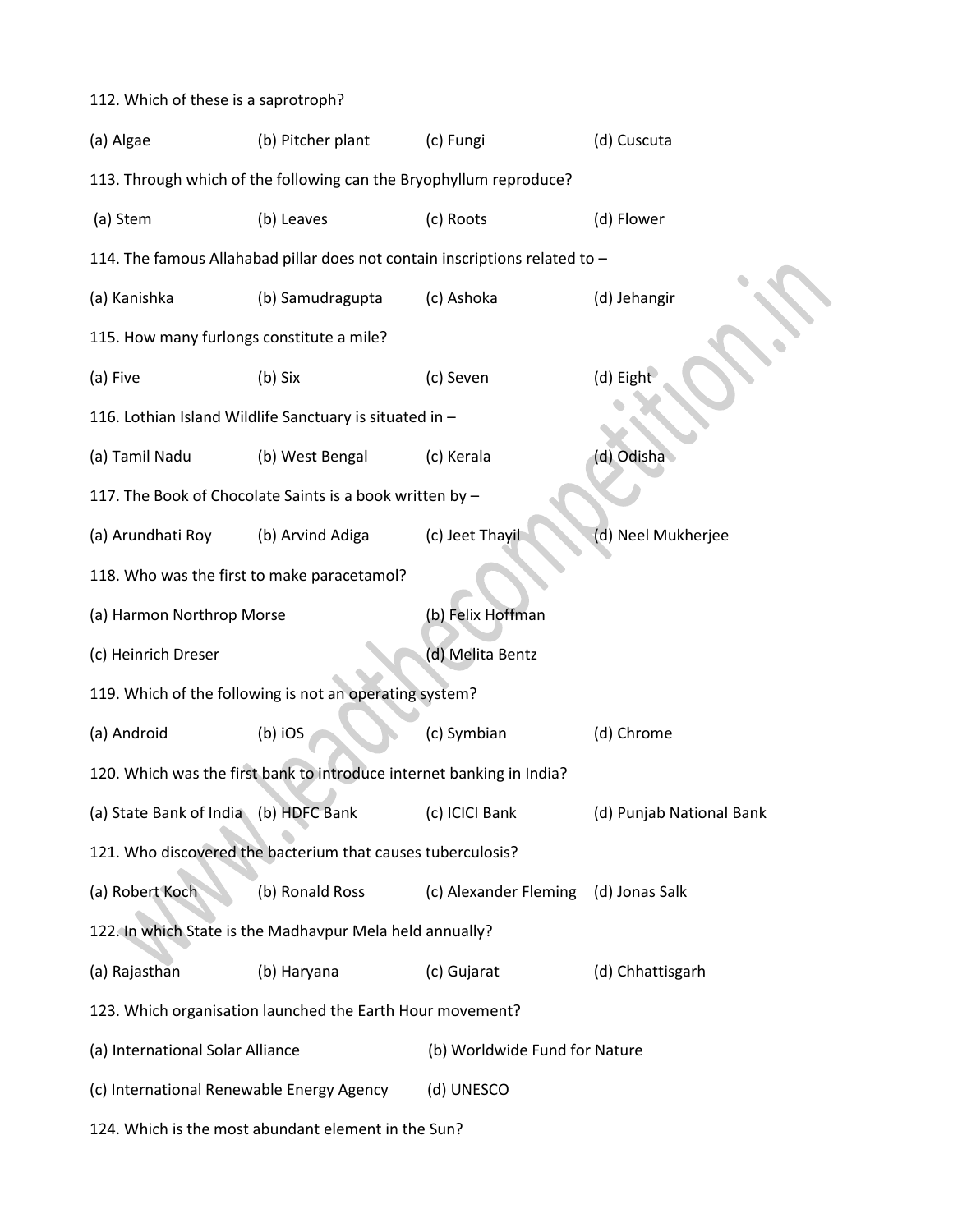112. Which of these is a saprotroph?

(a) Algae (b) Pitcher plant (c) Fungi (d) Cuscuta

113. Through which of the following can the Bryophyllum reproduce?

(a) Stem (b) Leaves (c) Roots (d) Flower

114. The famous Allahabad pillar does not contain inscriptions related to –

(a) Kanishka (b) Samudragupta (c) Ashoka (d) Jehangir

115. How many furlongs constitute a mile?

(a) Five (b) Six (c) Seven (d) Eight

116. Lothian Island Wildlife Sanctuary is situated in –

(a) Tamil Nadu (b) West Bengal (c) Kerala (d) Odisha

117. The Book of Chocolate Saints is a book written by –

(a) Arundhati Roy (b) Arvind Adiga (c) Jeet Thayil (d) Neel Mukherjee

118. Who was the first to make paracetamol?

(a) Harmon Northrop Morse (b) Felix Hoffman

(c) Heinrich Dreser (d) Melita Bentz

119. Which of the following is not an operating system?

(a) Android (b) iOS (c) Symbian (d) Chrome

120. Which was the first bank to introduce internet banking in India?

(a) State Bank of India (b) HDFC Bank (c) ICICI Bank (d) Punjab National Bank

121. Who discovered the bacterium that causes tuberculosis?

(a) Robert Koch (b) Ronald Ross (c) Alexander Fleming (d) Jonas Salk

122. In which State is the Madhavpur Mela held annually?

(a) Rajasthan (b) Haryana (c) Gujarat (d) Chhattisgarh

123. Which organisation launched the Earth Hour movement?

(a) International Solar Alliance (b) Worldwide Fund for Nature

(c) International Renewable Energy Agency (d) UNESCO

124. Which is the most abundant element in the Sun?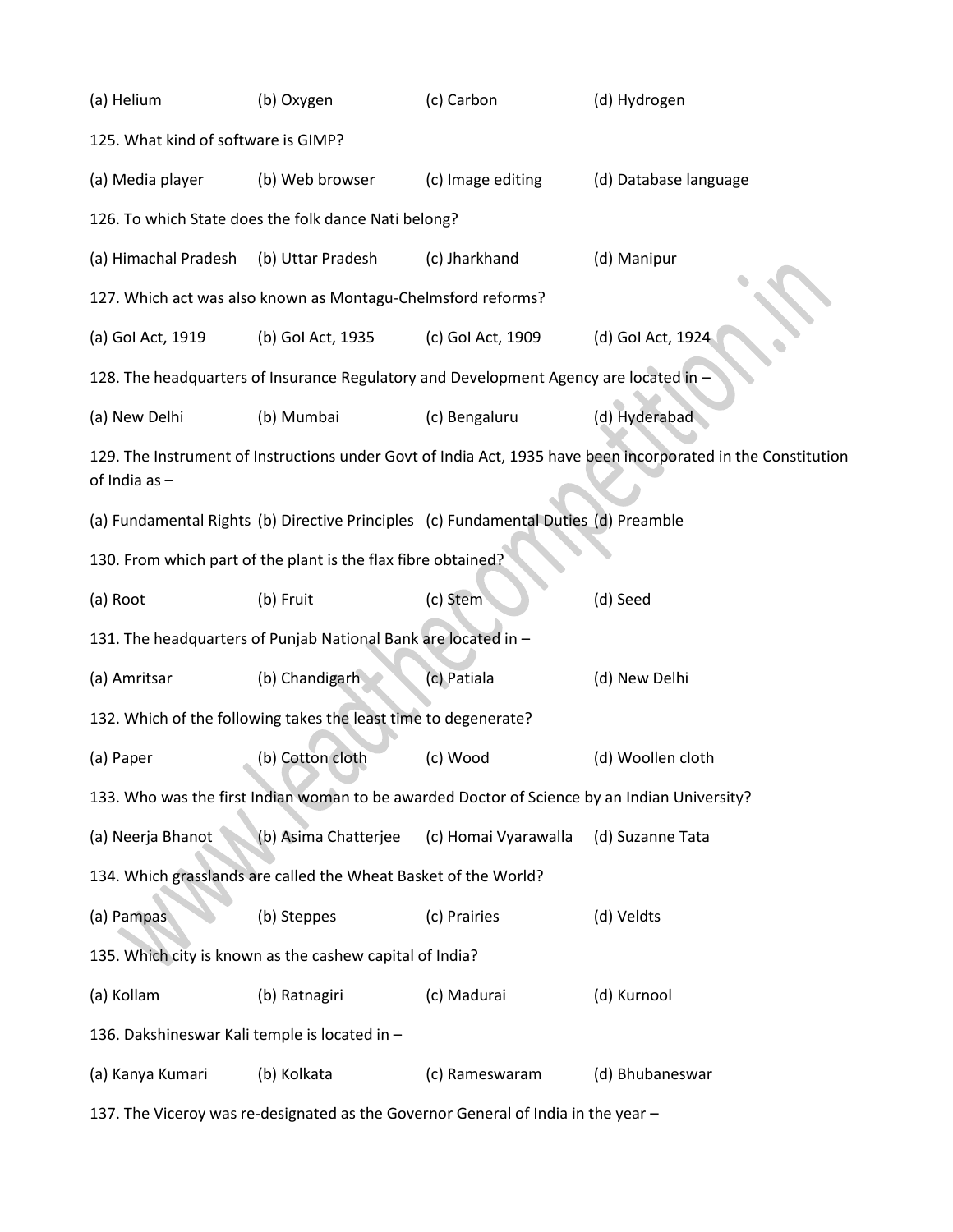(a) Helium (b) Oxygen (c) Carbon (d) Hydrogen

125. What kind of software is GIMP?

(a) Media player (b) Web browser (c) Image editing (d) Database language

126. To which State does the folk dance Nati belong?

(a) Himachal Pradesh (b) Uttar Pradesh (c) Jharkhand (d) Manipur

127. Which act was also known as Montagu-Chelmsford reforms?

(a) GoI Act, 1919 (b) GoI Act, 1935 (c) GoI Act, 1909 (d) GoI Act, 1924

128. The headquarters of Insurance Regulatory and Development Agency are located in –

(a) New Delhi (b) Mumbai (c) Bengaluru (d) Hyderabad

129. The Instrument of Instructions under Govt of India Act, 1935 have been incorporated in the Constitution of India as –

(a) Fundamental Rights (b) Directive Principles (c) Fundamental Duties (d) Preamble

130. From which part of the plant is the flax fibre obtained?

(a) Root (b) Fruit (c) Stem (d) Seed

131. The headquarters of Punjab National Bank are located in –

(a) Amritsar (b) Chandigarh (c) Patiala (d) New Delhi

132. Which of the following takes the least time to degenerate?

(a) Paper (b) Cotton cloth (c) Wood (d) Woollen cloth

133. Who was the first Indian woman to be awarded Doctor of Science by an Indian University?

(a) Neerja Bhanot (b) Asima Chatterjee (c) Homai Vyarawalla (d) Suzanne Tata

134. Which grasslands are called the Wheat Basket of the World?

(a) Pampas (b) Steppes (c) Prairies (d) Veldts

135. Which city is known as the cashew capital of India?

(a) Kollam (b) Ratnagiri (c) Madurai (d) Kurnool

136. Dakshineswar Kali temple is located in –

(a) Kanya Kumari (b) Kolkata (c) Rameswaram (d) Bhubaneswar

137. The Viceroy was re-designated as the Governor General of India in the year –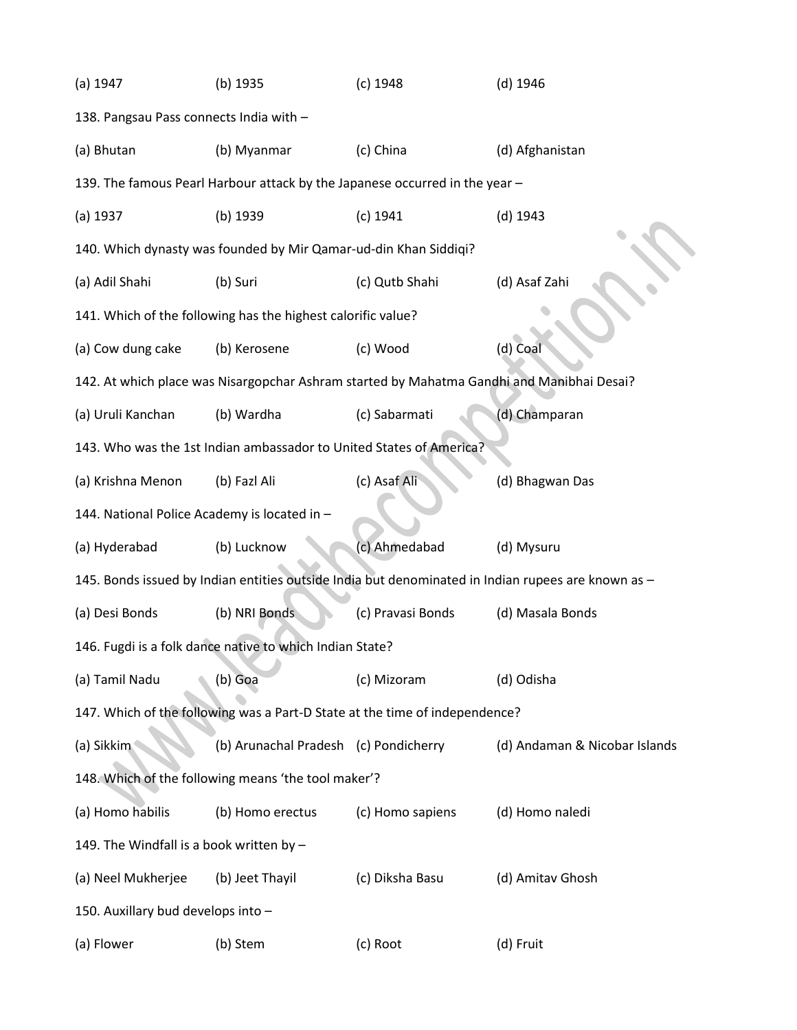(a) 1947 (b) 1935 (c) 1948 (d) 1946

138. Pangsau Pass connects India with –

(a) Bhutan (b) Myanmar (c) China (d) Afghanistan

139. The famous Pearl Harbour attack by the Japanese occurred in the year –

(a) 1937 (b) 1939 (c) 1941 (d) 1943

140. Which dynasty was founded by Mir Qamar-ud-din Khan Siddiqi?

(a) Adil Shahi (b) Suri (c) Qutb Shahi (d) Asaf Zahi

141. Which of the following has the highest calorific value?

(a) Cow dung cake (b) Kerosene (c) Wood (d) Coal

142. At which place was Nisargopchar Ashram started by Mahatma Gandhi and Manibhai Desai?

(a) Uruli Kanchan (b) Wardha (c) Sabarmati (d) Champaran

143. Who was the 1st Indian ambassador to United States of America?

(a) Krishna Menon (b) Fazl Ali (c) Asaf Ali (d) Bhagwan Das

144. National Police Academy is located in –

(a) Hyderabad (b) Lucknow (c) Ahmedabad (d) Mysuru

145. Bonds issued by Indian entities outside India but denominated in Indian rupees are known as –

(a) Desi Bonds (b) NRI Bonds (c) Pravasi Bonds (d) Masala Bonds

146. Fugdi is a folk dance native to which Indian State?

(a) Tamil Nadu (b) Goa (c) Mizoram (d) Odisha

147. Which of the following was a Part-D State at the time of independence?

(a) Sikkim (b) Arunachal Pradesh (c) Pondicherry (d) Andaman & Nicobar Islands

148. Which of the following means 'the tool maker'?

(a) Homo habilis (b) Homo erectus (c) Homo sapiens (d) Homo naledi

149. The Windfall is a book written by –

(a) Neel Mukherjee (b) Jeet Thayil (c) Diksha Basu (d) Amitav Ghosh

150. Auxillary bud develops into –

(a) Flower (b) Stem (c) Root (d) Fruit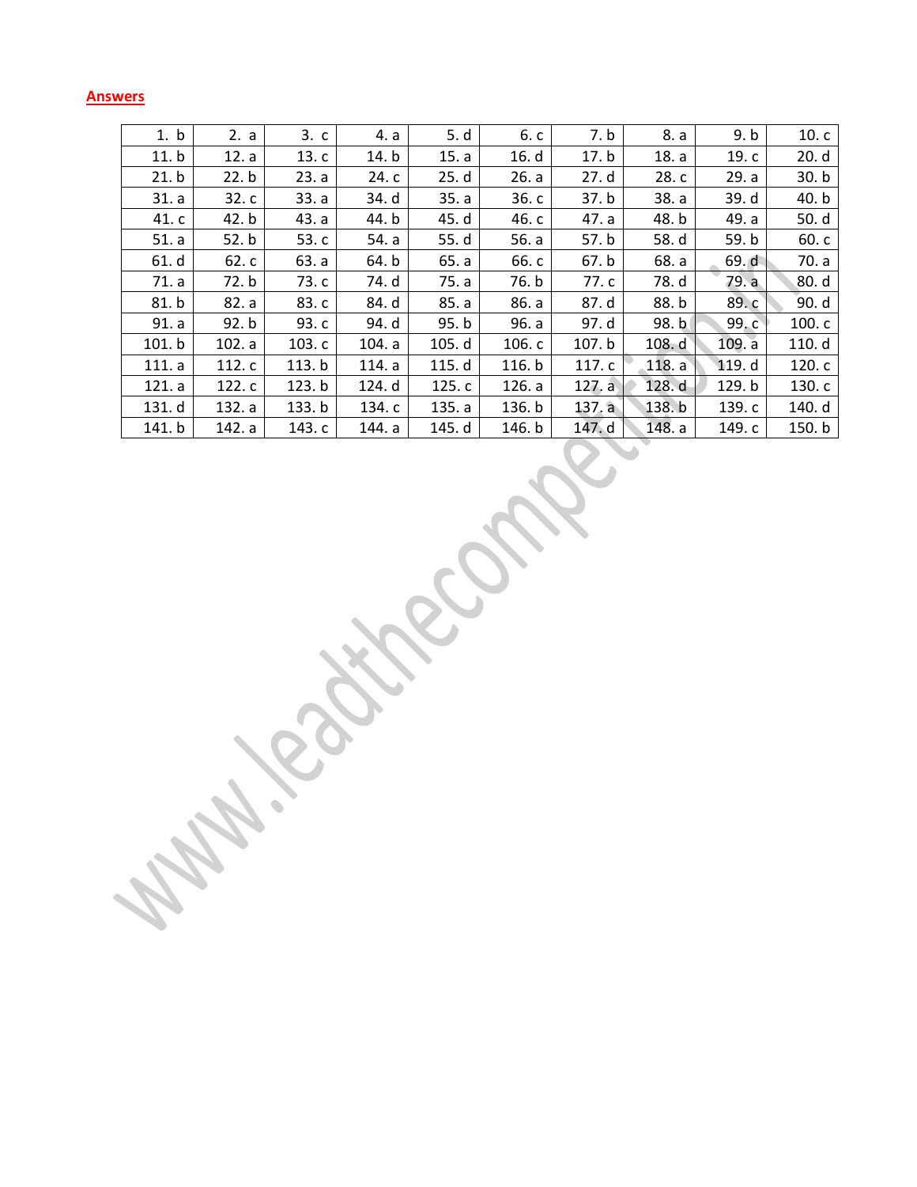## Answers

| | | | | | | | | | |
|---|---|---|---|---|---|---|---|---|---|
| 1. b | 2. a | 3. c | 4. a | 5. d | 6. c | 7. b | 8. a | 9. b | 10. c |
| 11. b | 12. a | 13. c | 14. b | 15. a | 16. d | 17. b | 18. a | 19. c | 20. d |
| 21. b | 22. b | 23. a | 24. c | 25. d | 26. a | 27. d | 28. c | 29. a | 30. b |
| 31. a | 32. c | 33. a | 34. d | 35. a | 36. c | 37. b | 38. a | 39. d | 40. b |
| 41. c | 42. b | 43. a | 44. b | 45. d | 46. c | 47. a | 48. b | 49. a | 50. d |
| 51. a | 52. b | 53. c | 54. a | 55. d | 56. a | 57. b | 58. d | 59. b | 60. c |
| 61. d | 62. c | 63. a | 64. b | 65. a | 66. c | 67. b | 68. a | 69. d | 70. a |
| 71. a | 72. b | 73. c | 74. d | 75. a | 76. b | 77. c | 78. d | 79. a | 80. d |
| 81. b | 82. a | 83. c | 84. d | 85. a | 86. a | 87. d | 88. b | 89. c | 90. d |
| 91. a | 92. b | 93. c | 94. d | 95. b | 96. a | 97. d | 98. b | 99. c | 100. c |
| 101. b | 102. a | 103. c | 104. a | 105. d | 106. c | 107. b | 108. d | 109. a | 110. d |
| 111. a | 112. c | 113. b | 114. a | 115. d | 116. b | 117. c | 118. a | 119. d | 120. c |
| 121. a | 122. c | 123. b | 124. d | 125. c | 126. a | 127. a | 128. d | 129. b | 130. c |
| 131. d | 132. a | 133. b | 134. c | 135. a | 136. b | 137. a | 138. b | 139. c | 140. d |
| 141. b | 142. a | 143. c | 144. a | 145. d | 146. b | 147. d | 148. a | 149. c | 150. b |